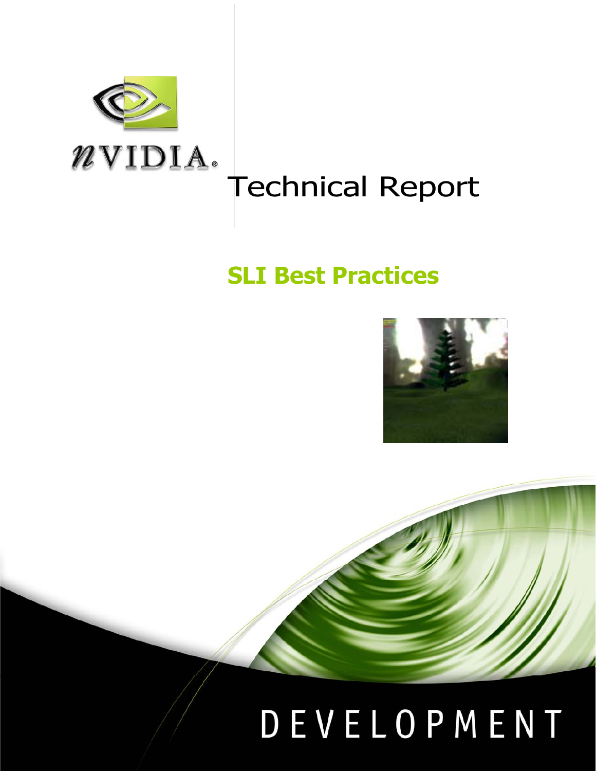Technical Report

# SLI Best Practices

DEVELOPMENT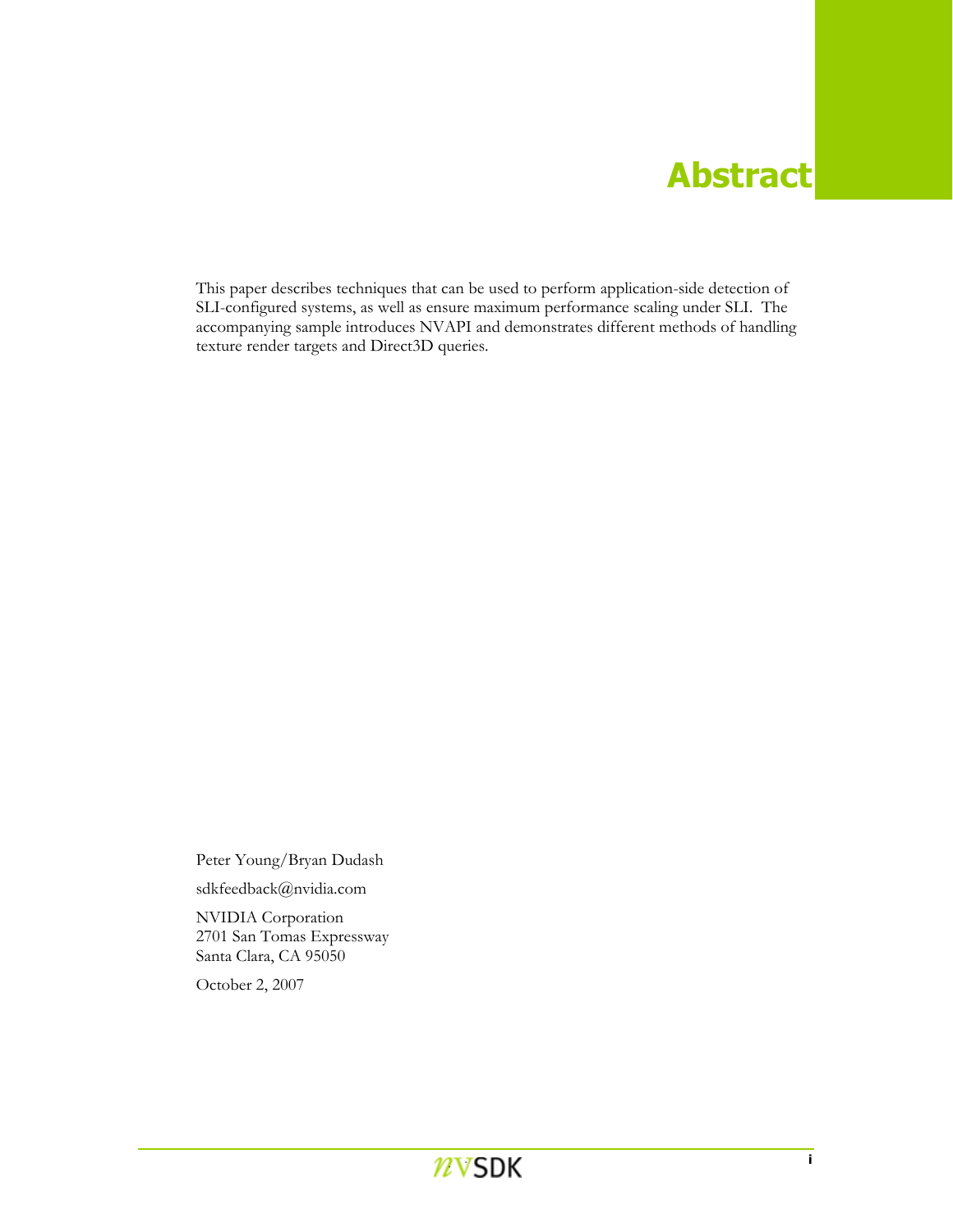# Abstract

This paper describes techniques that can be used to perform application-side detection of SLI-configured systems, as well as ensure maximum performance scaling under SLI. The accompanying sample introduces NVAPI and demonstrates different methods of handling texture render targets and Direct3D queries.

Peter Young/Bryan Dudash

sdkfeedback@nvidia.com

NVIDIA Corporation
2701 San Tomas Expressway
Santa Clara, CA 95050

October 2, 2007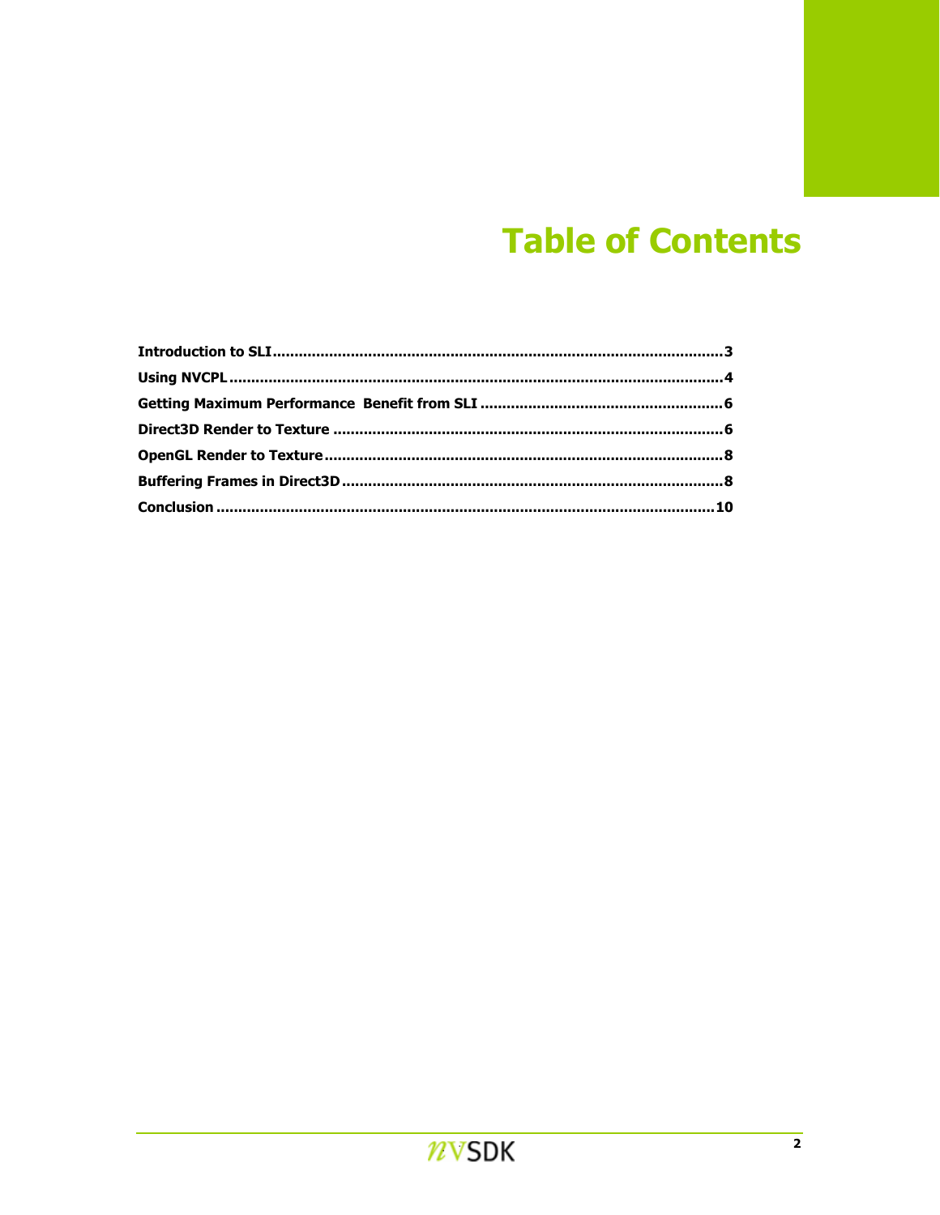# Table of Contents

| | |
|---|---|
| **Introduction to SLI** | **3** |
| **Using NVCPL** | **4** |
| **Getting Maximum Performance  Benefit from SLI** | **6** |
| **Direct3D Render to Texture** | **6** |
| **OpenGL Render to Texture** | **8** |
| **Buffering Frames in Direct3D** | **8** |
| **Conclusion** | **10** |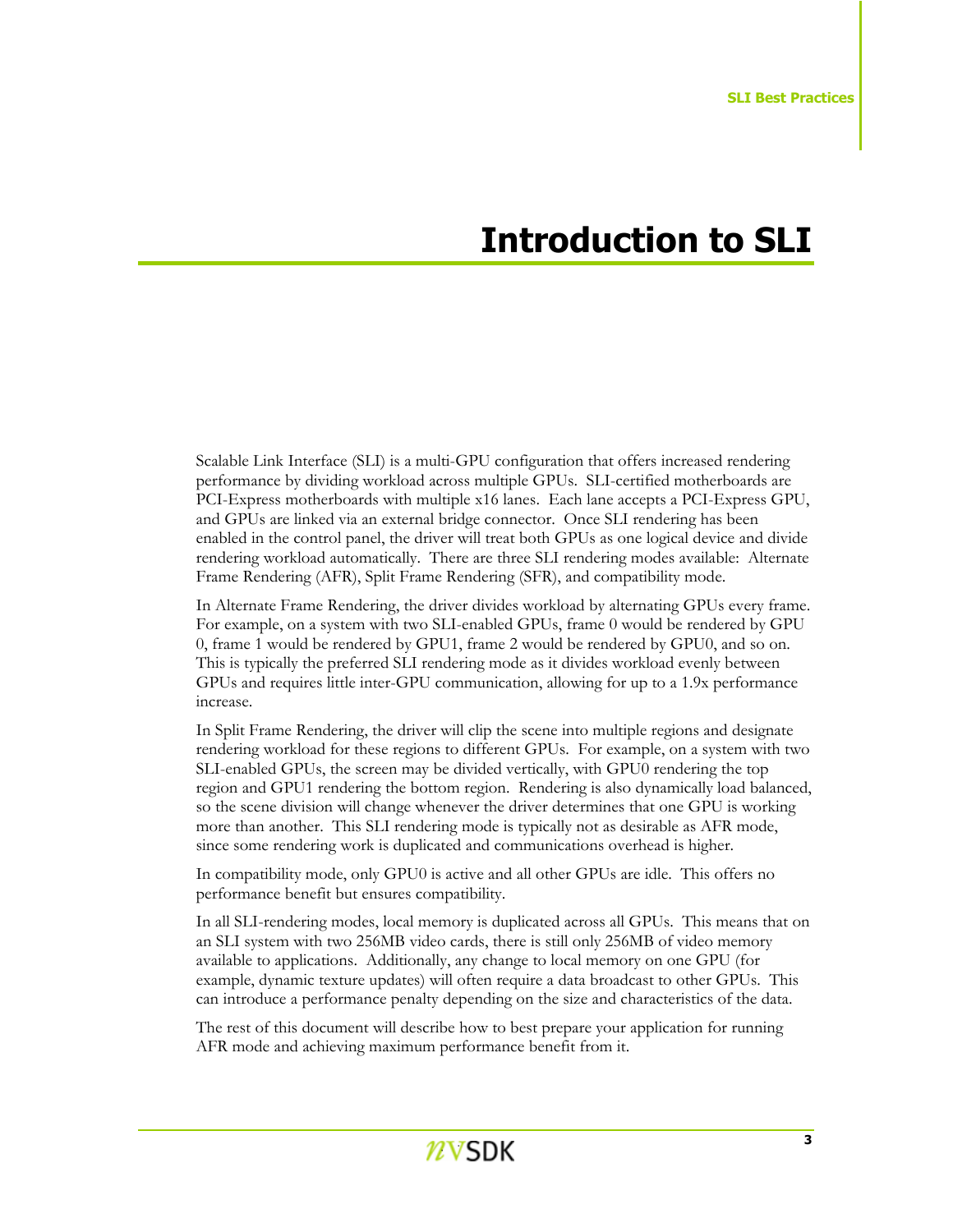# Introduction to SLI

Scalable Link Interface (SLI) is a multi-GPU configuration that offers increased rendering performance by dividing workload across multiple GPUs. SLI-certified motherboards are PCI-Express motherboards with multiple x16 lanes. Each lane accepts a PCI-Express GPU, and GPUs are linked via an external bridge connector. Once SLI rendering has been enabled in the control panel, the driver will treat both GPUs as one logical device and divide rendering workload automatically. There are three SLI rendering modes available: Alternate Frame Rendering (AFR), Split Frame Rendering (SFR), and compatibility mode.

In Alternate Frame Rendering, the driver divides workload by alternating GPUs every frame. For example, on a system with two SLI-enabled GPUs, frame 0 would be rendered by GPU 0, frame 1 would be rendered by GPU1, frame 2 would be rendered by GPU0, and so on. This is typically the preferred SLI rendering mode as it divides workload evenly between GPUs and requires little inter-GPU communication, allowing for up to a 1.9x performance increase.

In Split Frame Rendering, the driver will clip the scene into multiple regions and designate rendering workload for these regions to different GPUs. For example, on a system with two SLI-enabled GPUs, the screen may be divided vertically, with GPU0 rendering the top region and GPU1 rendering the bottom region. Rendering is also dynamically load balanced, so the scene division will change whenever the driver determines that one GPU is working more than another. This SLI rendering mode is typically not as desirable as AFR mode, since some rendering work is duplicated and communications overhead is higher.

In compatibility mode, only GPU0 is active and all other GPUs are idle. This offers no performance benefit but ensures compatibility.

In all SLI-rendering modes, local memory is duplicated across all GPUs. This means that on an SLI system with two 256MB video cards, there is still only 256MB of video memory available to applications. Additionally, any change to local memory on one GPU (for example, dynamic texture updates) will often require a data broadcast to other GPUs. This can introduce a performance penalty depending on the size and characteristics of the data.

The rest of this document will describe how to best prepare your application for running AFR mode and achieving maximum performance benefit from it.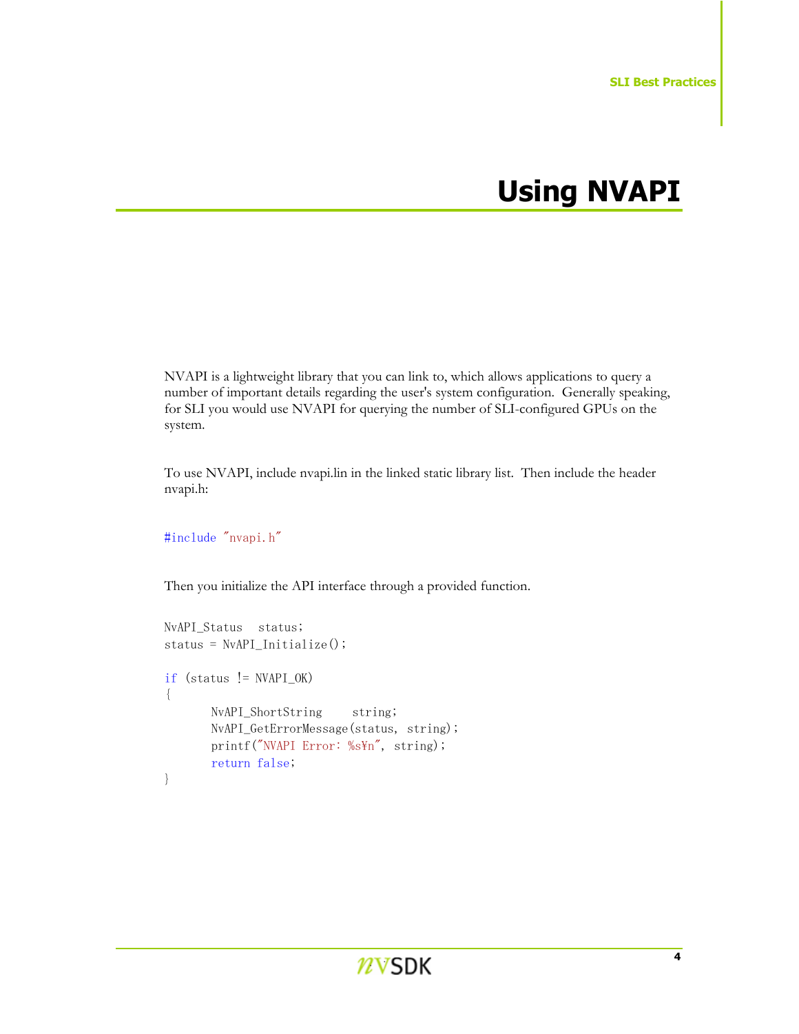# Using NVAPI

NVAPI is a lightweight library that you can link to, which allows applications to query a number of important details regarding the user's system configuration. Generally speaking, for SLI you would use NVAPI for querying the number of SLI-configured GPUs on the system.

To use NVAPI, include nvapi.lin in the linked static library list. Then include the header nvapi.h:

```
#include "nvapi.h"
```

Then you initialize the API interface through a provided function.

```
NvAPI_Status   status;
status = NvAPI_Initialize();

if (status != NVAPI_OK)
{
       NvAPI_ShortString     string;
       NvAPI_GetErrorMessage(status, string);
       printf("NVAPI Error: %s¥n", string);
       return false;
}
```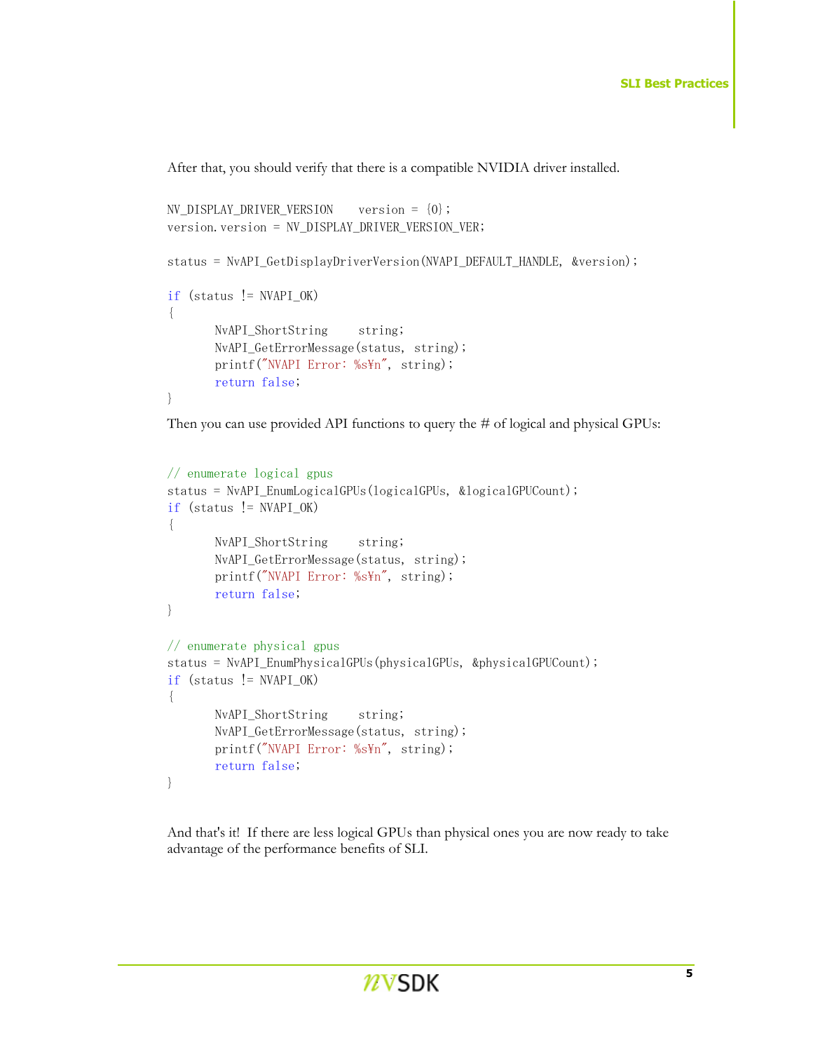After that, you should verify that there is a compatible NVIDIA driver installed.

```
NV_DISPLAY_DRIVER_VERSION    version = {0};
version.version = NV_DISPLAY_DRIVER_VERSION_VER;

status = NvAPI_GetDisplayDriverVersion(NVAPI_DEFAULT_HANDLE, &version);

if (status != NVAPI_OK)
{
       NvAPI_ShortString     string;
       NvAPI_GetErrorMessage(status, string);
       printf("NVAPI Error: %s¥n", string);
       return false;
}
```

Then you can use provided API functions to query the # of logical and physical GPUs:

```
// enumerate logical gpus
status = NvAPI_EnumLogicalGPUs(logicalGPUs, &logicalGPUCount);
if (status != NVAPI_OK)
{
       NvAPI_ShortString     string;
       NvAPI_GetErrorMessage(status, string);
       printf("NVAPI Error: %s¥n", string);
       return false;
}

// enumerate physical gpus
status = NvAPI_EnumPhysicalGPUs(physicalGPUs, &physicalGPUCount);
if (status != NVAPI_OK)
{
       NvAPI_ShortString     string;
       NvAPI_GetErrorMessage(status, string);
       printf("NVAPI Error: %s¥n", string);
       return false;
}
```

And that's it! If there are less logical GPUs than physical ones you are now ready to take advantage of the performance benefits of SLI.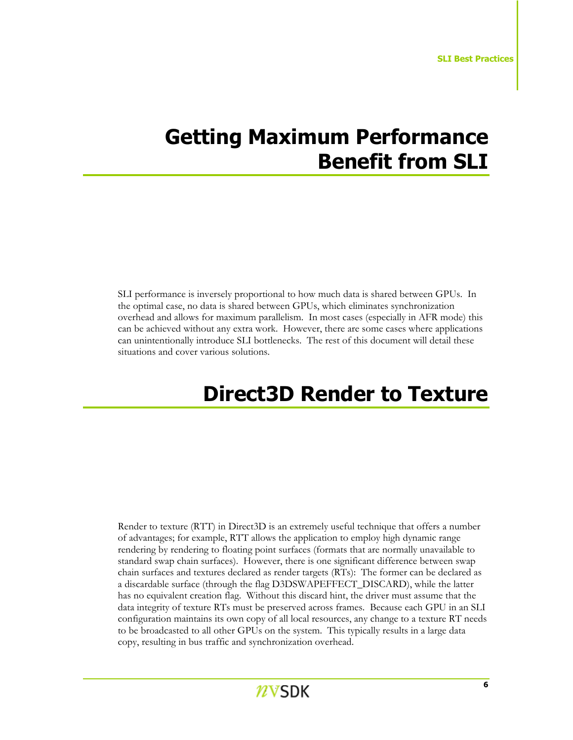# Getting Maximum Performance Benefit from SLI

SLI performance is inversely proportional to how much data is shared between GPUs. In the optimal case, no data is shared between GPUs, which eliminates synchronization overhead and allows for maximum parallelism. In most cases (especially in AFR mode) this can be achieved without any extra work. However, there are some cases where applications can unintentionally introduce SLI bottlenecks. The rest of this document will detail these situations and cover various solutions.

# Direct3D Render to Texture

Render to texture (RTT) in Direct3D is an extremely useful technique that offers a number of advantages; for example, RTT allows the application to employ high dynamic range rendering by rendering to floating point surfaces (formats that are normally unavailable to standard swap chain surfaces). However, there is one significant difference between swap chain surfaces and textures declared as render targets (RTs): The former can be declared as a discardable surface (through the flag D3DSWAPEFFECT_DISCARD), while the latter has no equivalent creation flag. Without this discard hint, the driver must assume that the data integrity of texture RTs must be preserved across frames. Because each GPU in an SLI configuration maintains its own copy of all local resources, any change to a texture RT needs to be broadcasted to all other GPUs on the system. This typically results in a large data copy, resulting in bus traffic and synchronization overhead.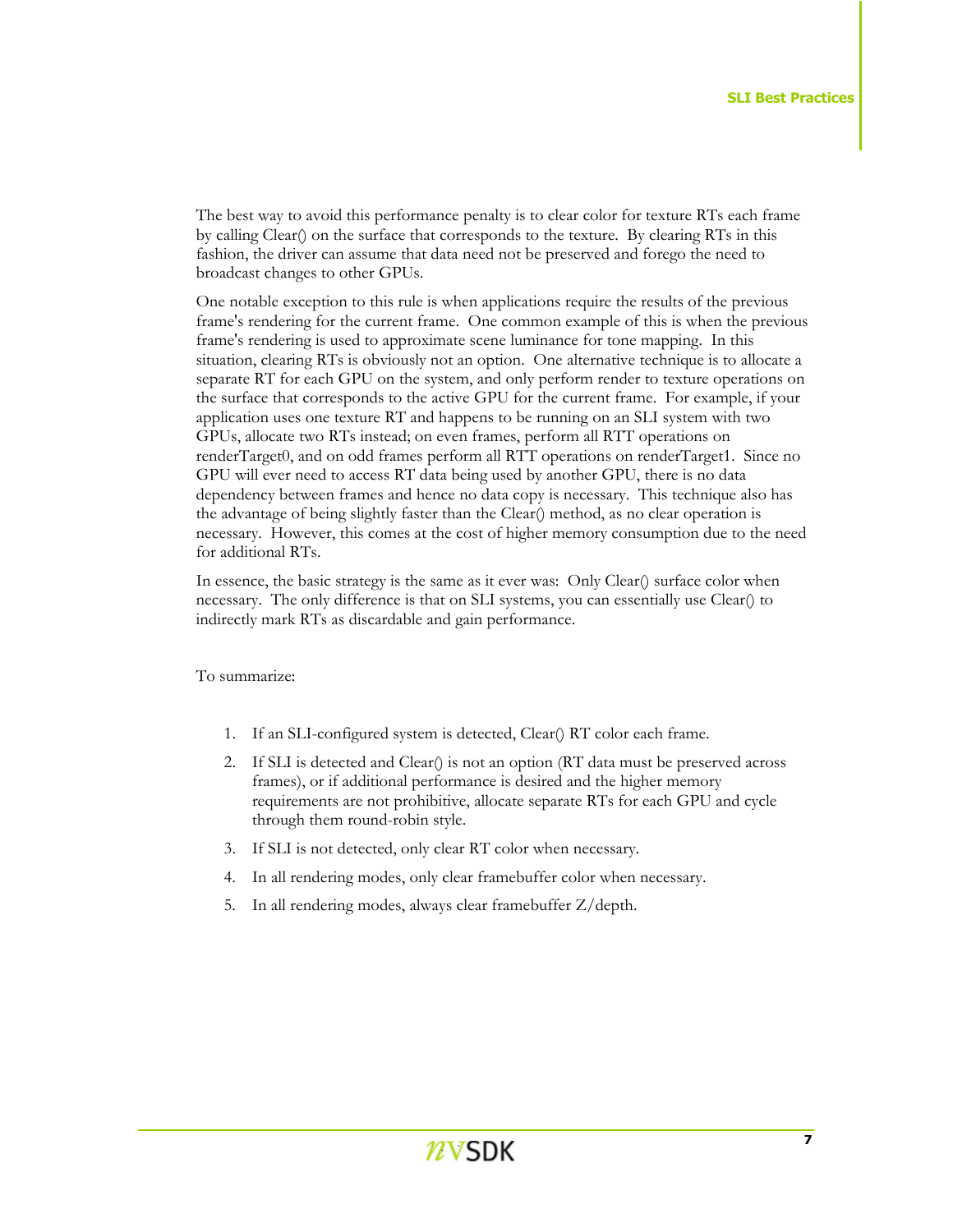The best way to avoid this performance penalty is to clear color for texture RTs each frame by calling Clear() on the surface that corresponds to the texture. By clearing RTs in this fashion, the driver can assume that data need not be preserved and forego the need to broadcast changes to other GPUs.

One notable exception to this rule is when applications require the results of the previous frame's rendering for the current frame. One common example of this is when the previous frame's rendering is used to approximate scene luminance for tone mapping. In this situation, clearing RTs is obviously not an option. One alternative technique is to allocate a separate RT for each GPU on the system, and only perform render to texture operations on the surface that corresponds to the active GPU for the current frame. For example, if your application uses one texture RT and happens to be running on an SLI system with two GPUs, allocate two RTs instead; on even frames, perform all RTT operations on renderTarget0, and on odd frames perform all RTT operations on renderTarget1. Since no GPU will ever need to access RT data being used by another GPU, there is no data dependency between frames and hence no data copy is necessary. This technique also has the advantage of being slightly faster than the Clear() method, as no clear operation is necessary. However, this comes at the cost of higher memory consumption due to the need for additional RTs.

In essence, the basic strategy is the same as it ever was: Only Clear() surface color when necessary. The only difference is that on SLI systems, you can essentially use Clear() to indirectly mark RTs as discardable and gain performance.

To summarize:

1. If an SLI-configured system is detected, Clear() RT color each frame.
2. If SLI is detected and Clear() is not an option (RT data must be preserved across frames), or if additional performance is desired and the higher memory requirements are not prohibitive, allocate separate RTs for each GPU and cycle through them round-robin style.
3. If SLI is not detected, only clear RT color when necessary.
4. In all rendering modes, only clear framebuffer color when necessary.
5. In all rendering modes, always clear framebuffer Z/depth.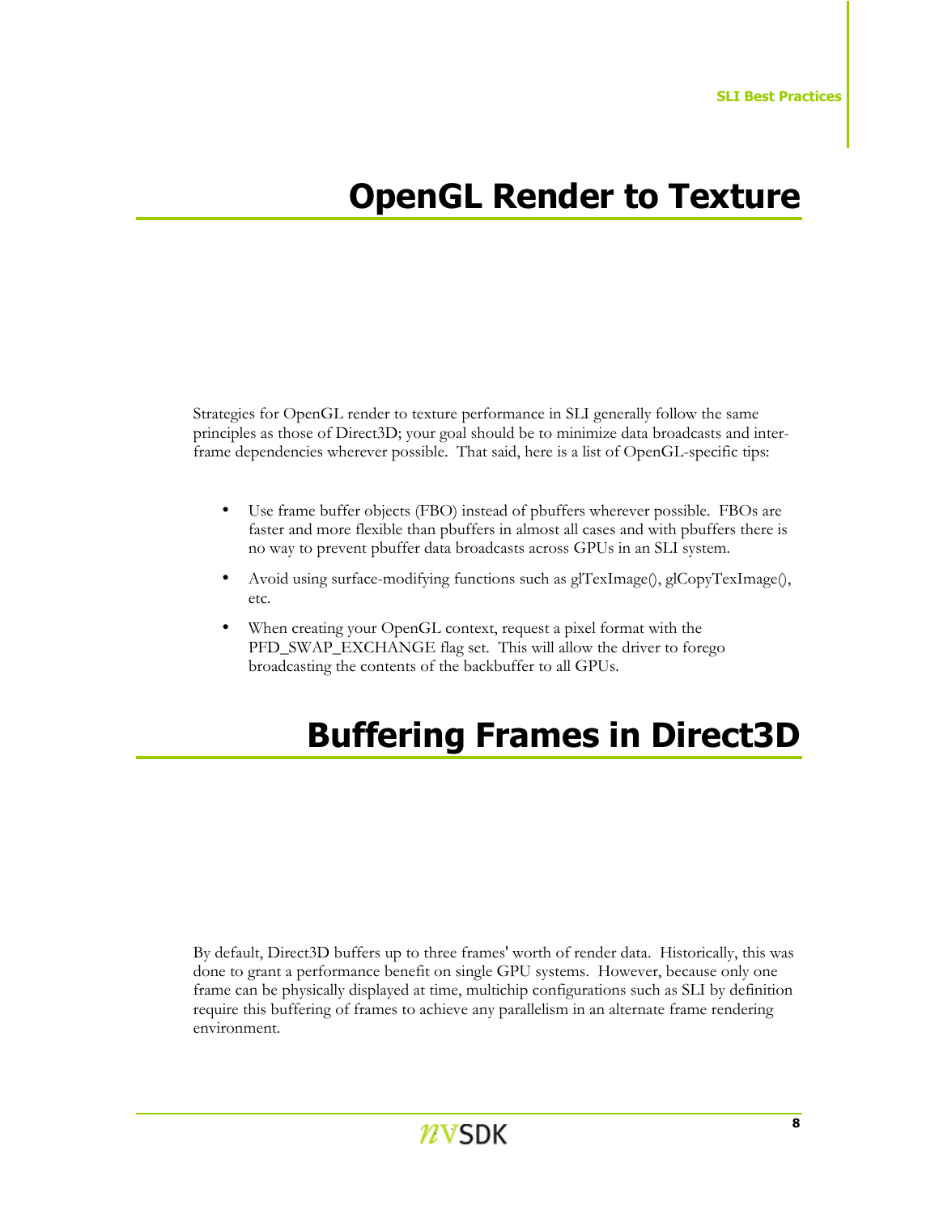# OpenGL Render to Texture

Strategies for OpenGL render to texture performance in SLI generally follow the same principles as those of Direct3D; your goal should be to minimize data broadcasts and inter-frame dependencies wherever possible. That said, here is a list of OpenGL-specific tips:

- Use frame buffer objects (FBO) instead of pbuffers wherever possible. FBOs are faster and more flexible than pbuffers in almost all cases and with pbuffers there is no way to prevent pbuffer data broadcasts across GPUs in an SLI system.
- Avoid using surface-modifying functions such as glTexImage(), glCopyTexImage(), etc.
- When creating your OpenGL context, request a pixel format with the PFD_SWAP_EXCHANGE flag set. This will allow the driver to forego broadcasting the contents of the backbuffer to all GPUs.

# Buffering Frames in Direct3D

By default, Direct3D buffers up to three frames' worth of render data. Historically, this was done to grant a performance benefit on single GPU systems. However, because only one frame can be physically displayed at time, multichip configurations such as SLI by definition require this buffering of frames to achieve any parallelism in an alternate frame rendering environment.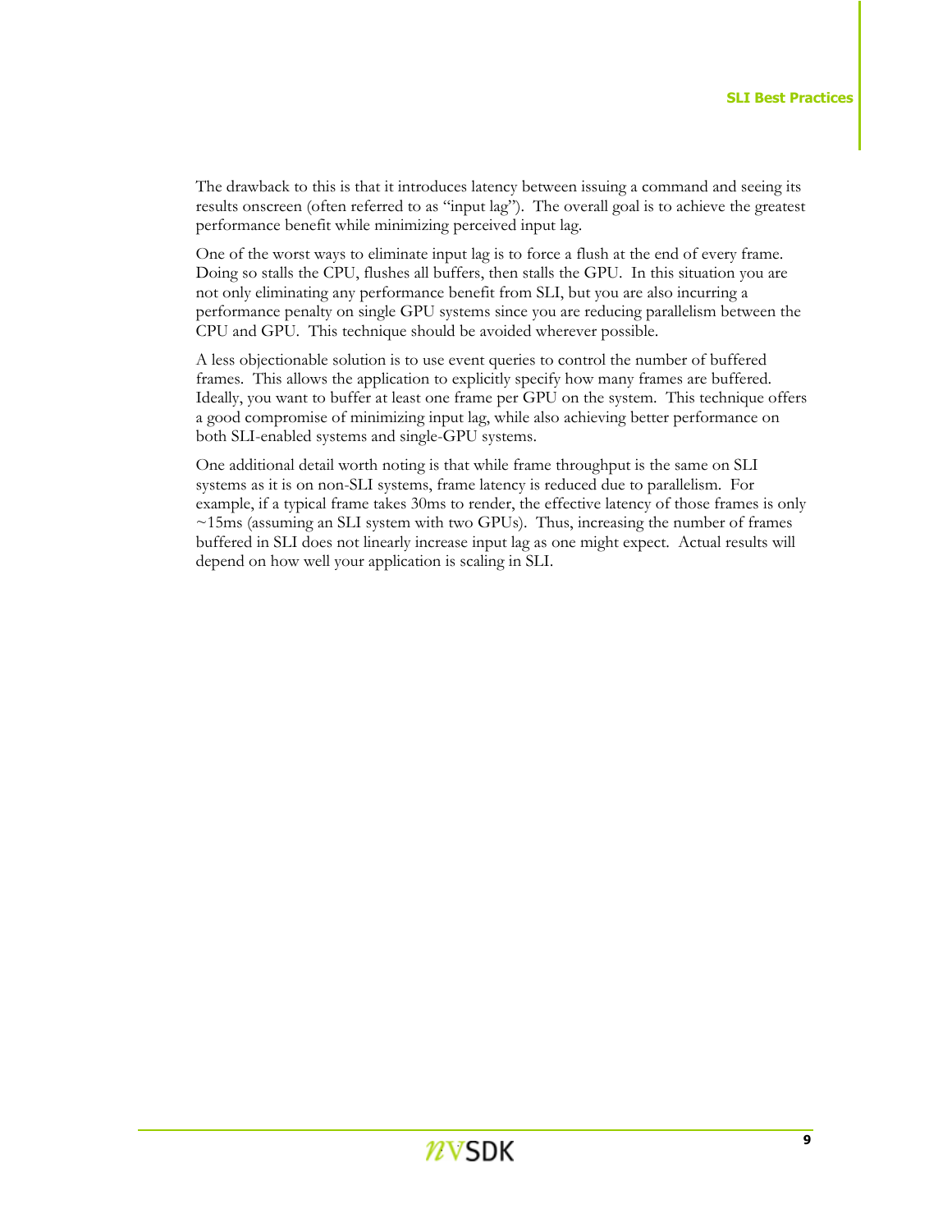The drawback to this is that it introduces latency between issuing a command and seeing its results onscreen (often referred to as "input lag"). The overall goal is to achieve the greatest performance benefit while minimizing perceived input lag.

One of the worst ways to eliminate input lag is to force a flush at the end of every frame. Doing so stalls the CPU, flushes all buffers, then stalls the GPU. In this situation you are not only eliminating any performance benefit from SLI, but you are also incurring a performance penalty on single GPU systems since you are reducing parallelism between the CPU and GPU. This technique should be avoided wherever possible.

A less objectionable solution is to use event queries to control the number of buffered frames. This allows the application to explicitly specify how many frames are buffered. Ideally, you want to buffer at least one frame per GPU on the system. This technique offers a good compromise of minimizing input lag, while also achieving better performance on both SLI-enabled systems and single-GPU systems.

One additional detail worth noting is that while frame throughput is the same on SLI systems as it is on non-SLI systems, frame latency is reduced due to parallelism. For example, if a typical frame takes 30ms to render, the effective latency of those frames is only ~15ms (assuming an SLI system with two GPUs). Thus, increasing the number of frames buffered in SLI does not linearly increase input lag as one might expect. Actual results will depend on how well your application is scaling in SLI.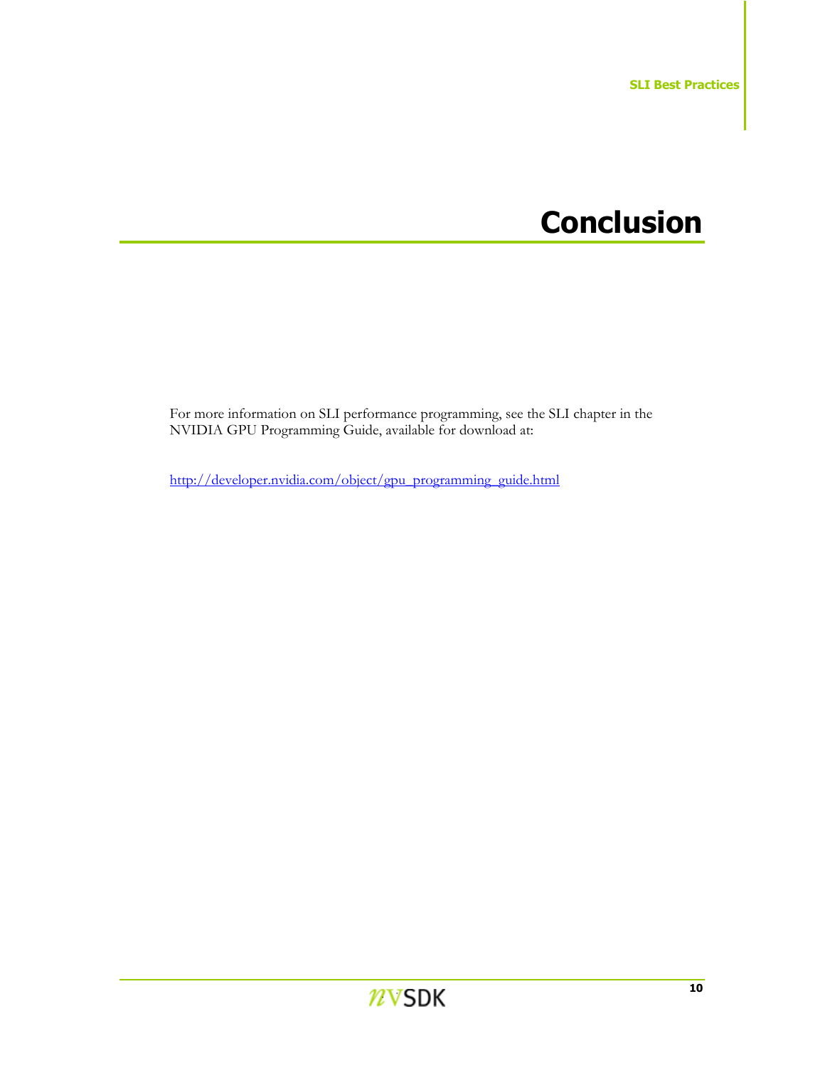# Conclusion

For more information on SLI performance programming, see the SLI chapter in the NVIDIA GPU Programming Guide, available for download at:

http://developer.nvidia.com/object/gpu_programming_guide.html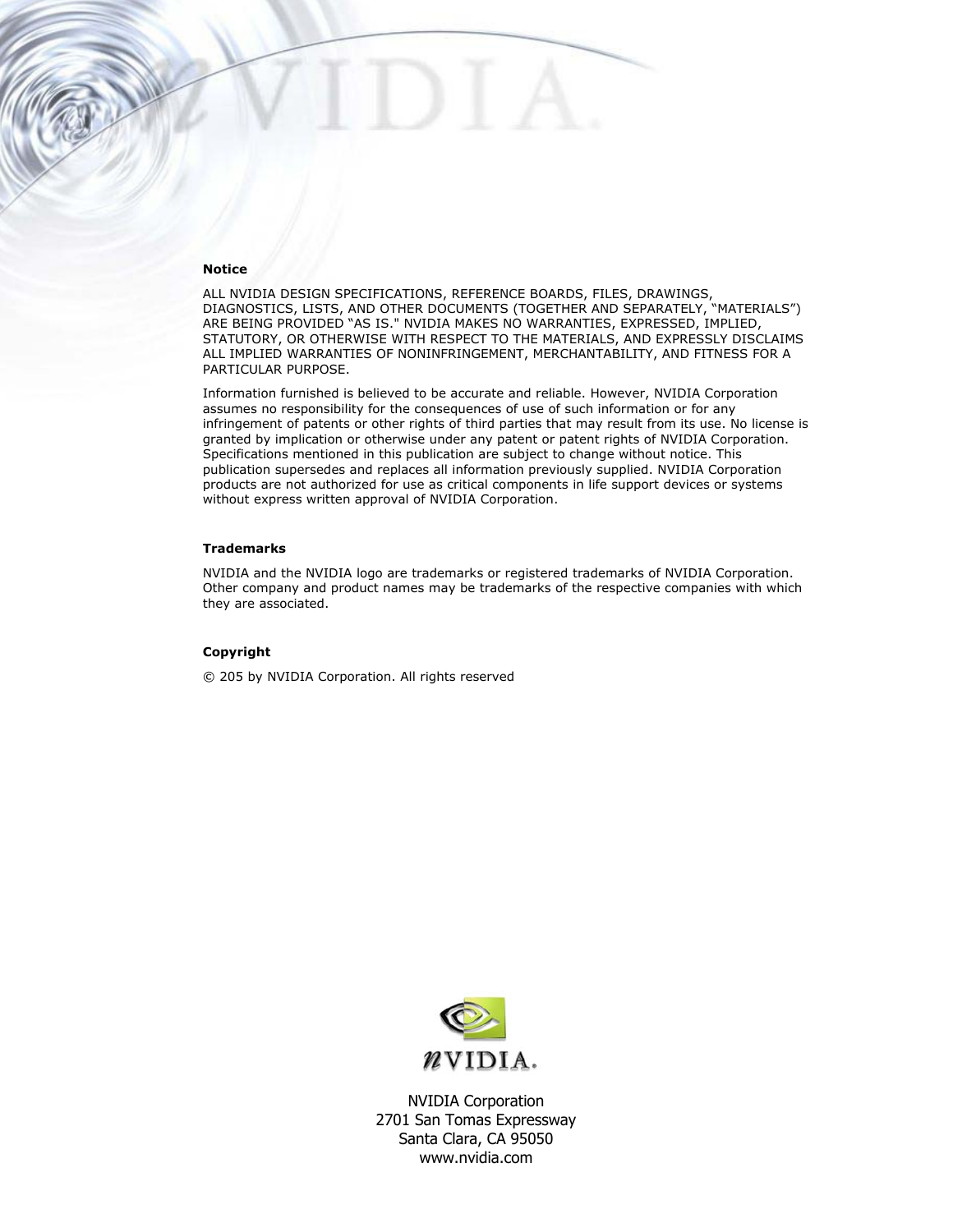### Notice

ALL NVIDIA DESIGN SPECIFICATIONS, REFERENCE BOARDS, FILES, DRAWINGS, DIAGNOSTICS, LISTS, AND OTHER DOCUMENTS (TOGETHER AND SEPARATELY, "MATERIALS") ARE BEING PROVIDED "AS IS." NVIDIA MAKES NO WARRANTIES, EXPRESSED, IMPLIED, STATUTORY, OR OTHERWISE WITH RESPECT TO THE MATERIALS, AND EXPRESSLY DISCLAIMS ALL IMPLIED WARRANTIES OF NONINFRINGEMENT, MERCHANTABILITY, AND FITNESS FOR A PARTICULAR PURPOSE.

Information furnished is believed to be accurate and reliable. However, NVIDIA Corporation assumes no responsibility for the consequences of use of such information or for any infringement of patents or other rights of third parties that may result from its use. No license is granted by implication or otherwise under any patent or patent rights of NVIDIA Corporation. Specifications mentioned in this publication are subject to change without notice. This publication supersedes and replaces all information previously supplied. NVIDIA Corporation products are not authorized for use as critical components in life support devices or systems without express written approval of NVIDIA Corporation.

### Trademarks

NVIDIA and the NVIDIA logo are trademarks or registered trademarks of NVIDIA Corporation. Other company and product names may be trademarks of the respective companies with which they are associated.

### Copyright

© 205 by NVIDIA Corporation. All rights reserved

NVIDIA Corporation
2701 San Tomas Expressway
Santa Clara, CA 95050
www.nvidia.com